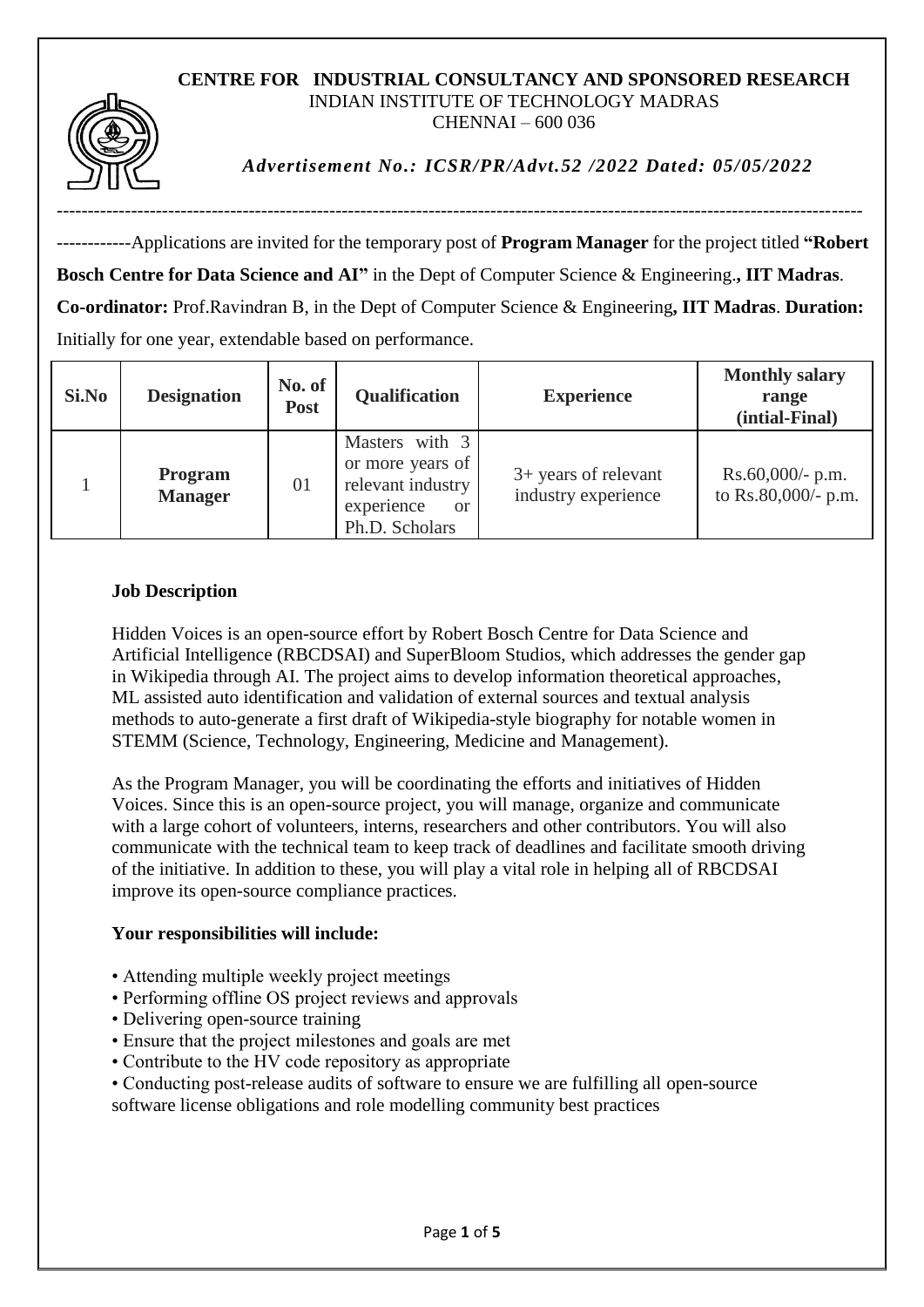**CENTRE FOR INDUSTRIAL CONSULTANCY AND SPONSORED RESEARCH**
INDIAN INSTITUTE OF TECHNOLOGY MADRAS
CHENNAI – 600 036

***Advertisement No.: ICSR/PR/Advt.52 /2022 Dated: 05/05/2022***

---

Applications are invited for the temporary post of **Program Manager** for the project titled **"Robert Bosch Centre for Data Science and AI"** in the Dept of Computer Science & Engineering**, IIT Madras**. **Co-ordinator:** Prof.Ravindran B, in the Dept of Computer Science & Engineering**, IIT Madras**. **Duration:** Initially for one year, extendable based on performance.

| Si.No | Designation | No. of Post | Qualification | Experience | Monthly salary range (intial-Final) |
|---|---|---|---|---|---|
| 1 | **Program Manager** | 01 | Masters with 3 or more years of relevant industry experience or Ph.D. Scholars | 3+ years of relevant industry experience | Rs.60,000/- p.m. to Rs.80,000/- p.m. |

**Job Description**

Hidden Voices is an open-source effort by Robert Bosch Centre for Data Science and Artificial Intelligence (RBCDSAI) and SuperBloom Studios, which addresses the gender gap in Wikipedia through AI. The project aims to develop information theoretical approaches, ML assisted auto identification and validation of external sources and textual analysis methods to auto-generate a first draft of Wikipedia-style biography for notable women in STEMM (Science, Technology, Engineering, Medicine and Management).

As the Program Manager, you will be coordinating the efforts and initiatives of Hidden Voices. Since this is an open-source project, you will manage, organize and communicate with a large cohort of volunteers, interns, researchers and other contributors. You will also communicate with the technical team to keep track of deadlines and facilitate smooth driving of the initiative. In addition to these, you will play a vital role in helping all of RBCDSAI improve its open-source compliance practices.

**Your responsibilities will include:**

- Attending multiple weekly project meetings
- Performing offline OS project reviews and approvals
- Delivering open-source training
- Ensure that the project milestones and goals are met
- Contribute to the HV code repository as appropriate
- Conducting post-release audits of software to ensure we are fulfilling all open-source software license obligations and role modelling community best practices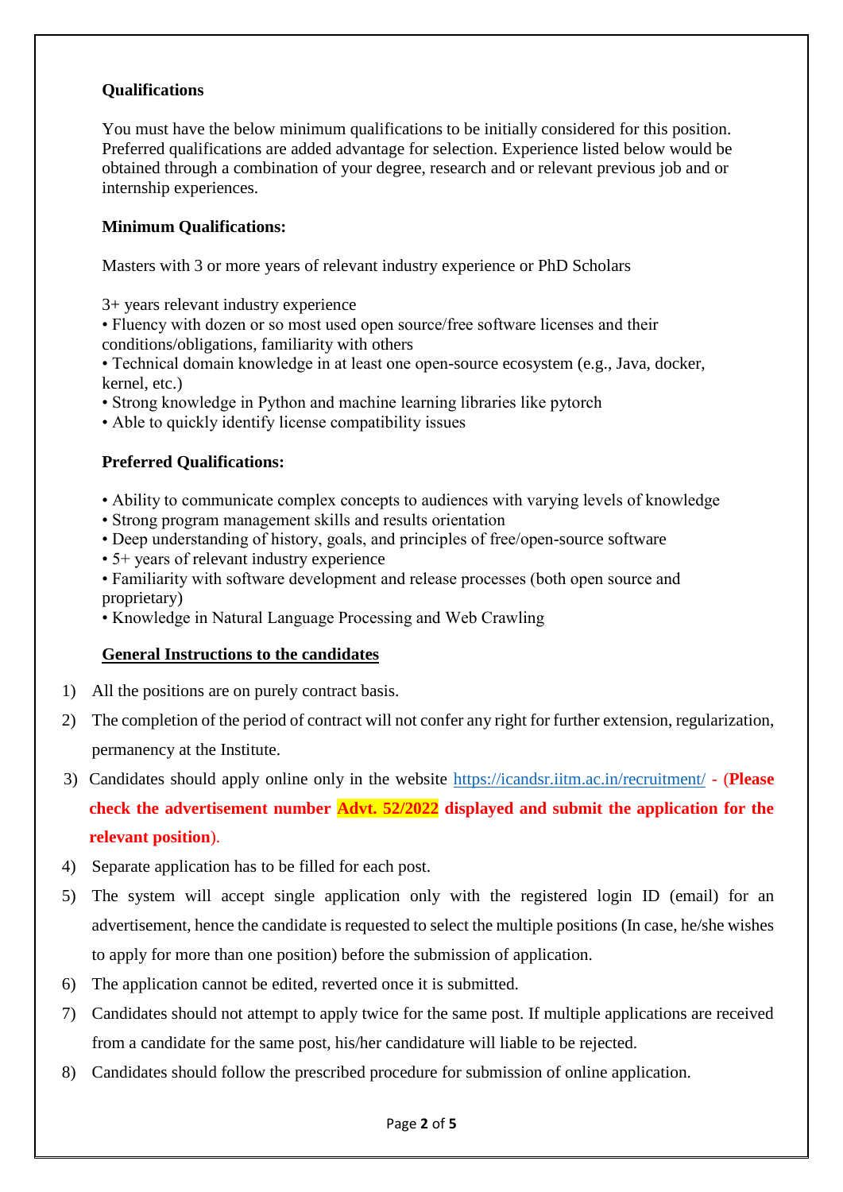**Qualifications**

You must have the below minimum qualifications to be initially considered for this position. Preferred qualifications are added advantage for selection. Experience listed below would be obtained through a combination of your degree, research and or relevant previous job and or internship experiences.

**Minimum Qualifications:**

Masters with 3 or more years of relevant industry experience or PhD Scholars

3+ years relevant industry experience
- Fluency with dozen or so most used open source/free software licenses and their conditions/obligations, familiarity with others
- Technical domain knowledge in at least one open-source ecosystem (e.g., Java, docker, kernel, etc.)
- Strong knowledge in Python and machine learning libraries like pytorch
- Able to quickly identify license compatibility issues

**Preferred Qualifications:**

- Ability to communicate complex concepts to audiences with varying levels of knowledge
- Strong program management skills and results orientation
- Deep understanding of history, goals, and principles of free/open-source software
- 5+ years of relevant industry experience
- Familiarity with software development and release processes (both open source and proprietary)
- Knowledge in Natural Language Processing and Web Crawling

**General Instructions to the candidates**

1) All the positions are on purely contract basis.
2) The completion of the period of contract will not confer any right for further extension, regularization, permanency at the Institute.
3) Candidates should apply online only in the website https://icandsr.iitm.ac.in/recruitment/ - (**Please check the advertisement number Advt. 52/2022 displayed and submit the application for the relevant position**).
4) Separate application has to be filled for each post.
5) The system will accept single application only with the registered login ID (email) for an advertisement, hence the candidate is requested to select the multiple positions (In case, he/she wishes to apply for more than one position) before the submission of application.
6) The application cannot be edited, reverted once it is submitted.
7) Candidates should not attempt to apply twice for the same post. If multiple applications are received from a candidate for the same post, his/her candidature will liable to be rejected.
8) Candidates should follow the prescribed procedure for submission of online application.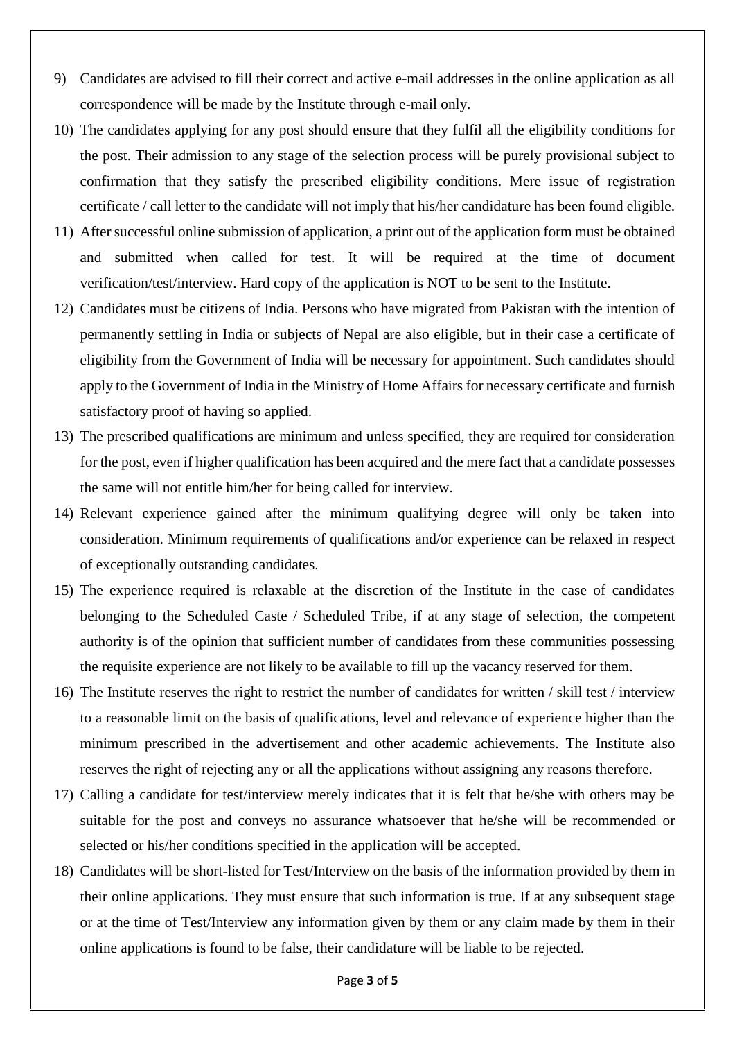9) Candidates are advised to fill their correct and active e-mail addresses in the online application as all correspondence will be made by the Institute through e-mail only.
10) The candidates applying for any post should ensure that they fulfil all the eligibility conditions for the post. Their admission to any stage of the selection process will be purely provisional subject to confirmation that they satisfy the prescribed eligibility conditions. Mere issue of registration certificate / call letter to the candidate will not imply that his/her candidature has been found eligible.
11) After successful online submission of application, a print out of the application form must be obtained and submitted when called for test. It will be required at the time of document verification/test/interview. Hard copy of the application is NOT to be sent to the Institute.
12) Candidates must be citizens of India. Persons who have migrated from Pakistan with the intention of permanently settling in India or subjects of Nepal are also eligible, but in their case a certificate of eligibility from the Government of India will be necessary for appointment. Such candidates should apply to the Government of India in the Ministry of Home Affairs for necessary certificate and furnish satisfactory proof of having so applied.
13) The prescribed qualifications are minimum and unless specified, they are required for consideration for the post, even if higher qualification has been acquired and the mere fact that a candidate possesses the same will not entitle him/her for being called for interview.
14) Relevant experience gained after the minimum qualifying degree will only be taken into consideration. Minimum requirements of qualifications and/or experience can be relaxed in respect of exceptionally outstanding candidates.
15) The experience required is relaxable at the discretion of the Institute in the case of candidates belonging to the Scheduled Caste / Scheduled Tribe, if at any stage of selection, the competent authority is of the opinion that sufficient number of candidates from these communities possessing the requisite experience are not likely to be available to fill up the vacancy reserved for them.
16) The Institute reserves the right to restrict the number of candidates for written / skill test / interview to a reasonable limit on the basis of qualifications, level and relevance of experience higher than the minimum prescribed in the advertisement and other academic achievements. The Institute also reserves the right of rejecting any or all the applications without assigning any reasons therefore.
17) Calling a candidate for test/interview merely indicates that it is felt that he/she with others may be suitable for the post and conveys no assurance whatsoever that he/she will be recommended or selected or his/her conditions specified in the application will be accepted.
18) Candidates will be short-listed for Test/Interview on the basis of the information provided by them in their online applications. They must ensure that such information is true. If at any subsequent stage or at the time of Test/Interview any information given by them or any claim made by them in their online applications is found to be false, their candidature will be liable to be rejected.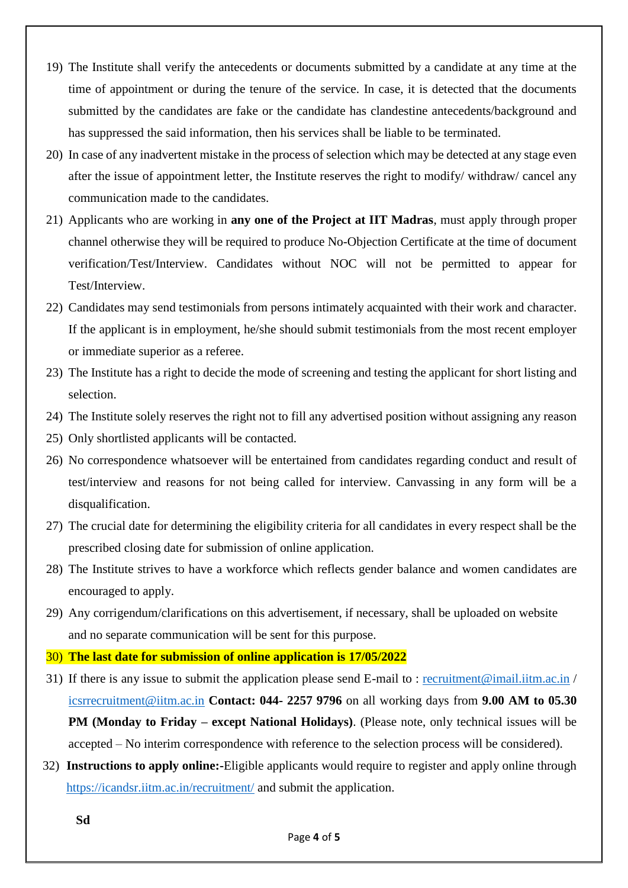19) The Institute shall verify the antecedents or documents submitted by a candidate at any time at the time of appointment or during the tenure of the service. In case, it is detected that the documents submitted by the candidates are fake or the candidate has clandestine antecedents/background and has suppressed the said information, then his services shall be liable to be terminated.
20) In case of any inadvertent mistake in the process of selection which may be detected at any stage even after the issue of appointment letter, the Institute reserves the right to modify/ withdraw/ cancel any communication made to the candidates.
21) Applicants who are working in **any one of the Project at IIT Madras**, must apply through proper channel otherwise they will be required to produce No-Objection Certificate at the time of document verification/Test/Interview. Candidates without NOC will not be permitted to appear for Test/Interview.
22) Candidates may send testimonials from persons intimately acquainted with their work and character. If the applicant is in employment, he/she should submit testimonials from the most recent employer or immediate superior as a referee.
23) The Institute has a right to decide the mode of screening and testing the applicant for short listing and selection.
24) The Institute solely reserves the right not to fill any advertised position without assigning any reason
25) Only shortlisted applicants will be contacted.
26) No correspondence whatsoever will be entertained from candidates regarding conduct and result of test/interview and reasons for not being called for interview. Canvassing in any form will be a disqualification.
27) The crucial date for determining the eligibility criteria for all candidates in every respect shall be the prescribed closing date for submission of online application.
28) The Institute strives to have a workforce which reflects gender balance and women candidates are encouraged to apply.
29) Any corrigendum/clarifications on this advertisement, if necessary, shall be uploaded on website and no separate communication will be sent for this purpose.
30) **The last date for submission of online application is 17/05/2022**
31) If there is any issue to submit the application please send E-mail to : recruitment@imail.iitm.ac.in / icsrrecruitment@iitm.ac.in **Contact: 044- 2257 9796** on all working days from **9.00 AM to 05.30 PM (Monday to Friday – except National Holidays)**. (Please note, only technical issues will be accepted – No interim correspondence with reference to the selection process will be considered).
32) **Instructions to apply online:**-Eligible applicants would require to register and apply online through https://icandsr.iitm.ac.in/recruitment/ and submit the application.

**Sd**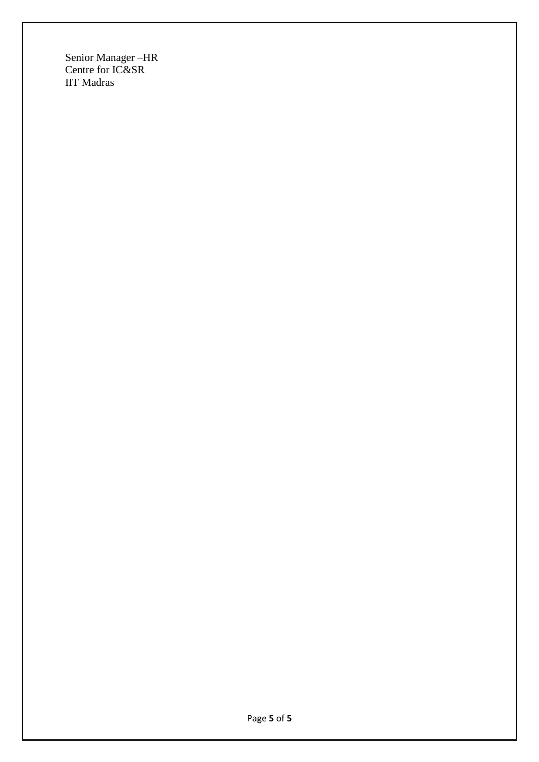Senior Manager –HR
Centre for IC&SR
IIT Madras